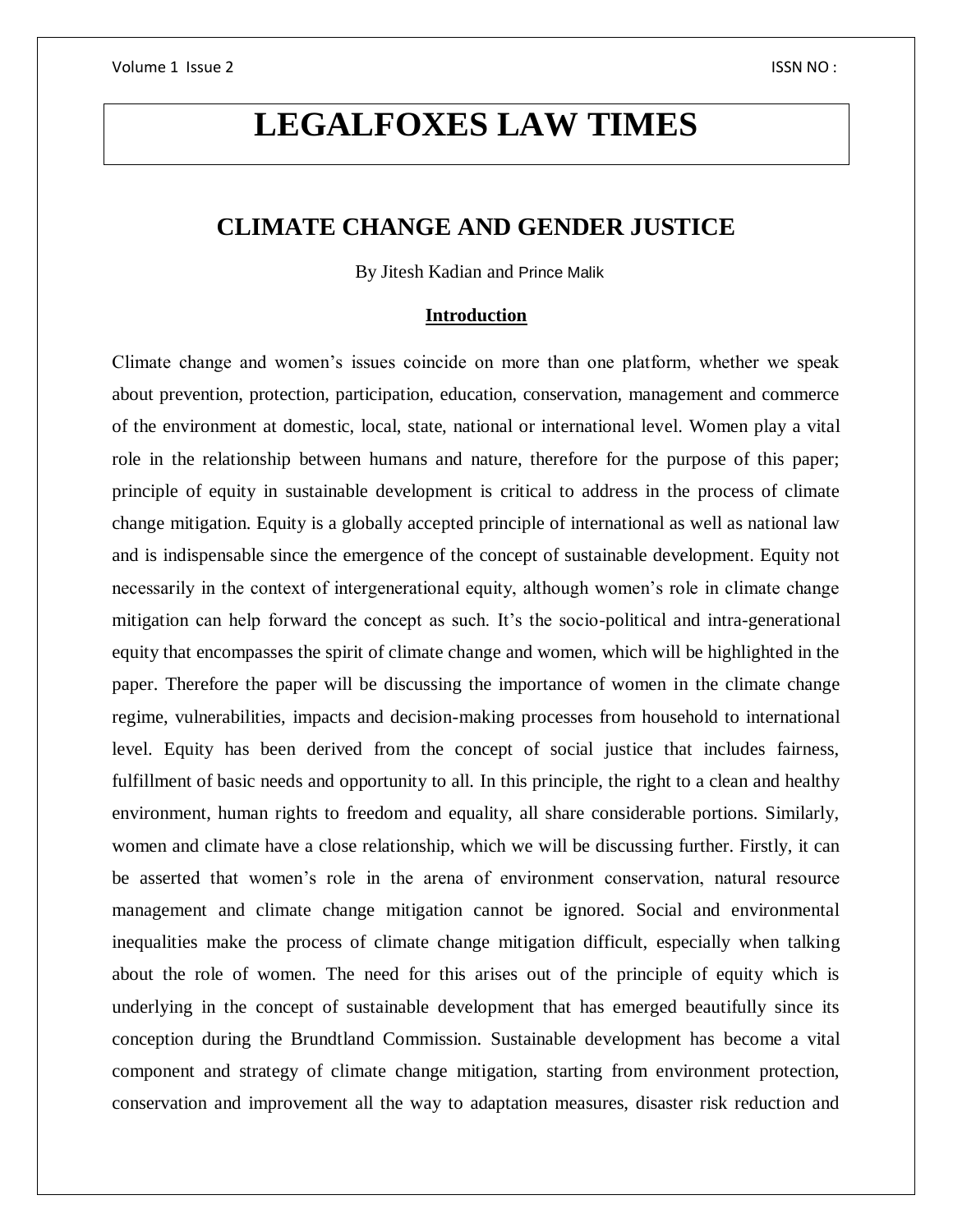# LEGALFOXES LAW TIMES

## CLIMATE CHANGE AND GENDER JUSTICE

By Jitesh Kadian and Prince Malik

### Introduction

Climate change and women's issues coincide on more than one platform, whether we speak about prevention, protection, participation, education, conservation, management and commerce of the environment at domestic, local, state, national or international level. Women play a vital role in the relationship between humans and nature, therefore for the purpose of this paper; principle of equity in sustainable development is critical to address in the process of climate change mitigation. Equity is a globally accepted principle of international as well as national law and is indispensable since the emergence of the concept of sustainable development. Equity not necessarily in the context of intergenerational equity, although women's role in climate change mitigation can help forward the concept as such. It's the socio-political and intra-generational equity that encompasses the spirit of climate change and women, which will be highlighted in the paper. Therefore the paper will be discussing the importance of women in the climate change regime, vulnerabilities, impacts and decision-making processes from household to international level. Equity has been derived from the concept of social justice that includes fairness, fulfillment of basic needs and opportunity to all. In this principle, the right to a clean and healthy environment, human rights to freedom and equality, all share considerable portions. Similarly, women and climate have a close relationship, which we will be discussing further. Firstly, it can be asserted that women's role in the arena of environment conservation, natural resource management and climate change mitigation cannot be ignored. Social and environmental inequalities make the process of climate change mitigation difficult, especially when talking about the role of women. The need for this arises out of the principle of equity which is underlying in the concept of sustainable development that has emerged beautifully since its conception during the Brundtland Commission. Sustainable development has become a vital component and strategy of climate change mitigation, starting from environment protection, conservation and improvement all the way to adaptation measures, disaster risk reduction and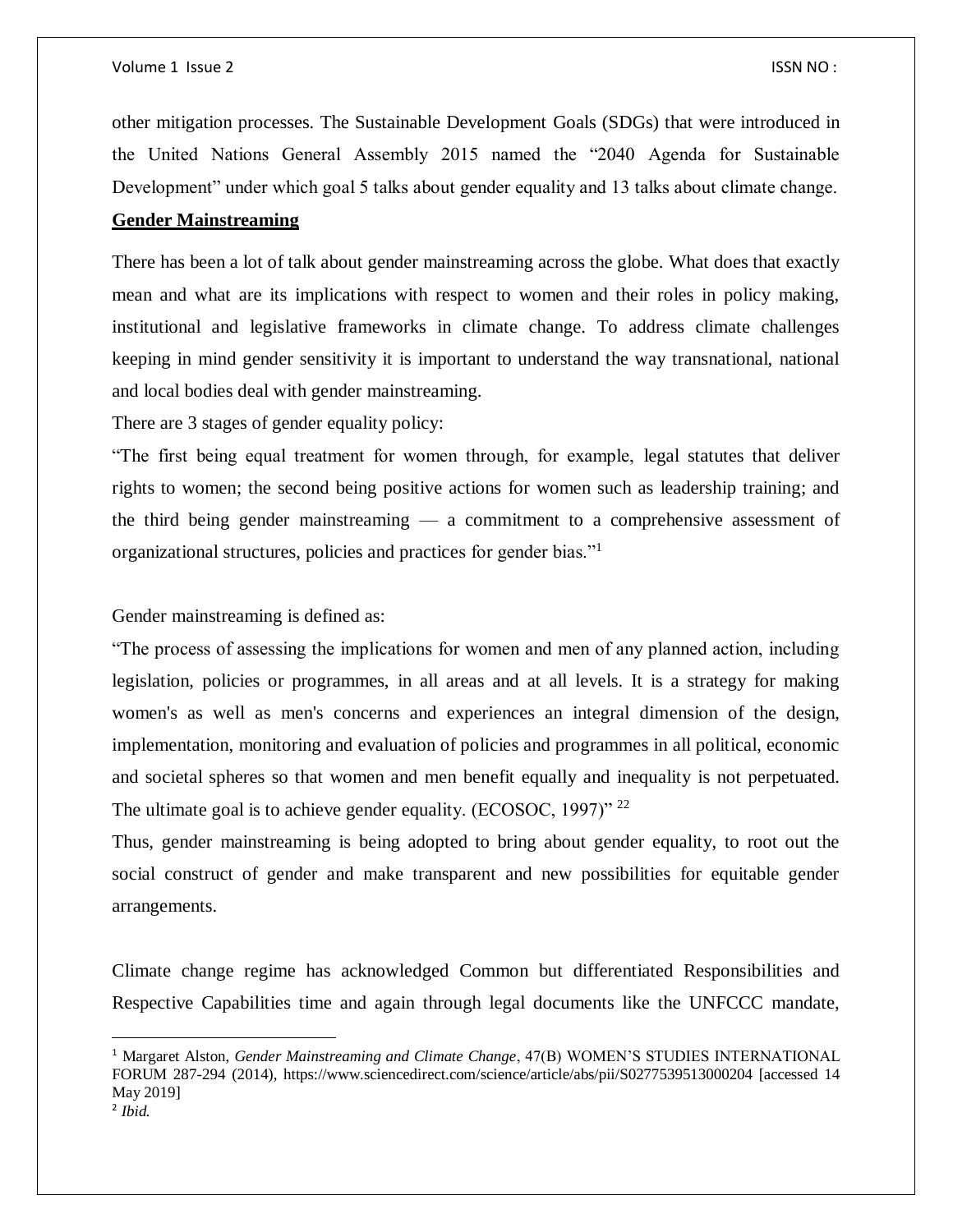other mitigation processes. The Sustainable Development Goals (SDGs) that were introduced in the United Nations General Assembly 2015 named the "2040 Agenda for Sustainable Development" under which goal 5 talks about gender equality and 13 talks about climate change.

## Gender Mainstreaming

There has been a lot of talk about gender mainstreaming across the globe. What does that exactly mean and what are its implications with respect to women and their roles in policy making, institutional and legislative frameworks in climate change. To address climate challenges keeping in mind gender sensitivity it is important to understand the way transnational, national and local bodies deal with gender mainstreaming.

There are 3 stages of gender equality policy:

"The first being equal treatment for women through, for example, legal statutes that deliver rights to women; the second being positive actions for women such as leadership training; and the third being gender mainstreaming — a commitment to a comprehensive assessment of organizational structures, policies and practices for gender bias."[1]

Gender mainstreaming is defined as:

"The process of assessing the implications for women and men of any planned action, including legislation, policies or programmes, in all areas and at all levels. It is a strategy for making women's as well as men's concerns and experiences an integral dimension of the design, implementation, monitoring and evaluation of policies and programmes in all political, economic and societal spheres so that women and men benefit equally and inequality is not perpetuated. The ultimate goal is to achieve gender equality. (ECOSOC, 1997)" [22]

Thus, gender mainstreaming is being adopted to bring about gender equality, to root out the social construct of gender and make transparent and new possibilities for equitable gender arrangements.

Climate change regime has acknowledged Common but differentiated Responsibilities and Respective Capabilities time and again through legal documents like the UNFCCC mandate,

---

[1] Margaret Alston, *Gender Mainstreaming and Climate Change*, 47(B) WOMEN'S STUDIES INTERNATIONAL FORUM 287-294 (2014), https://www.sciencedirect.com/science/article/abs/pii/S0277539513000204 [accessed 14 May 2019]

[2] *Ibid.*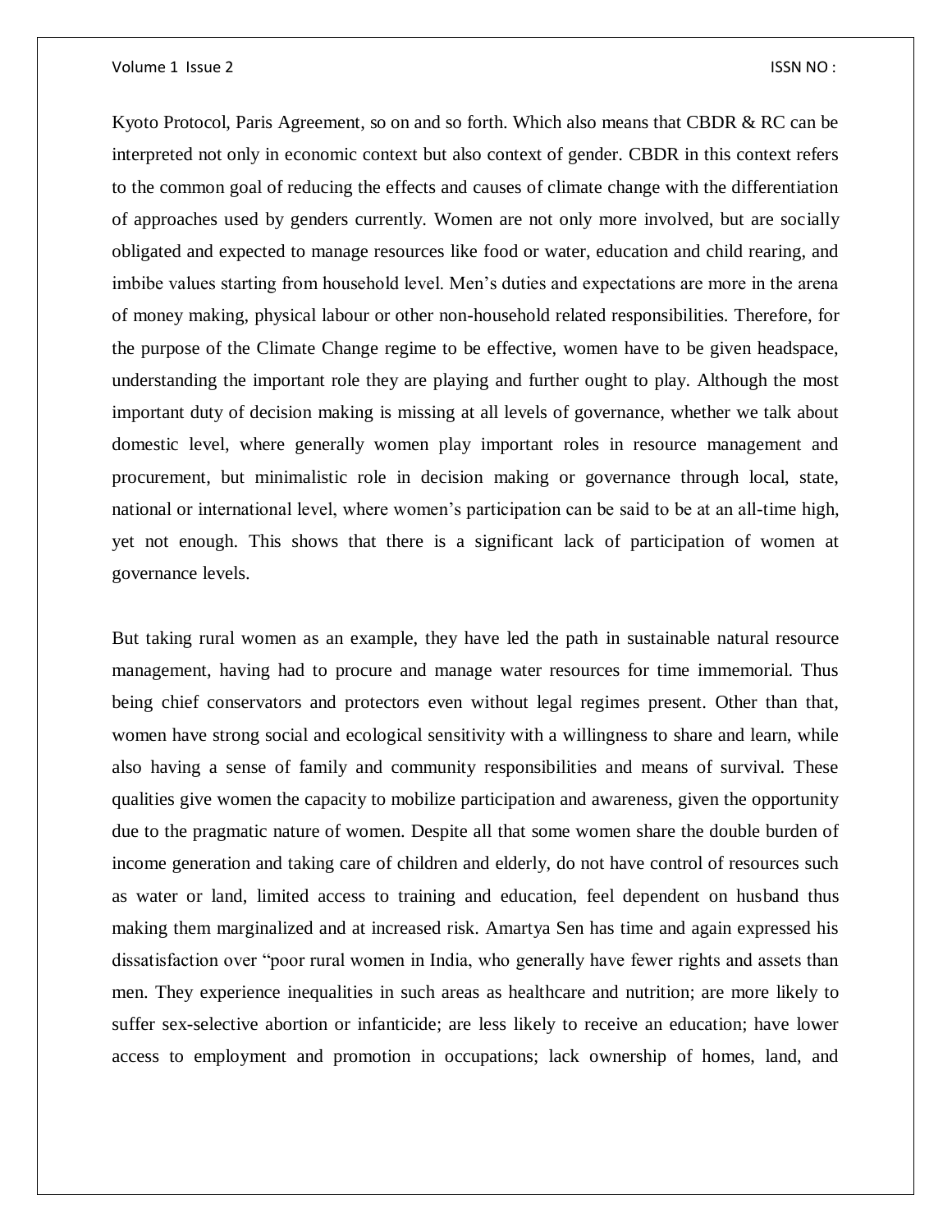Kyoto Protocol, Paris Agreement, so on and so forth. Which also means that CBDR & RC can be interpreted not only in economic context but also context of gender. CBDR in this context refers to the common goal of reducing the effects and causes of climate change with the differentiation of approaches used by genders currently. Women are not only more involved, but are socially obligated and expected to manage resources like food or water, education and child rearing, and imbibe values starting from household level. Men's duties and expectations are more in the arena of money making, physical labour or other non-household related responsibilities. Therefore, for the purpose of the Climate Change regime to be effective, women have to be given headspace, understanding the important role they are playing and further ought to play. Although the most important duty of decision making is missing at all levels of governance, whether we talk about domestic level, where generally women play important roles in resource management and procurement, but minimalistic role in decision making or governance through local, state, national or international level, where women's participation can be said to be at an all-time high, yet not enough. This shows that there is a significant lack of participation of women at governance levels.

But taking rural women as an example, they have led the path in sustainable natural resource management, having had to procure and manage water resources for time immemorial. Thus being chief conservators and protectors even without legal regimes present. Other than that, women have strong social and ecological sensitivity with a willingness to share and learn, while also having a sense of family and community responsibilities and means of survival. These qualities give women the capacity to mobilize participation and awareness, given the opportunity due to the pragmatic nature of women. Despite all that some women share the double burden of income generation and taking care of children and elderly, do not have control of resources such as water or land, limited access to training and education, feel dependent on husband thus making them marginalized and at increased risk. Amartya Sen has time and again expressed his dissatisfaction over "poor rural women in India, who generally have fewer rights and assets than men. They experience inequalities in such areas as healthcare and nutrition; are more likely to suffer sex-selective abortion or infanticide; are less likely to receive an education; have lower access to employment and promotion in occupations; lack ownership of homes, land, and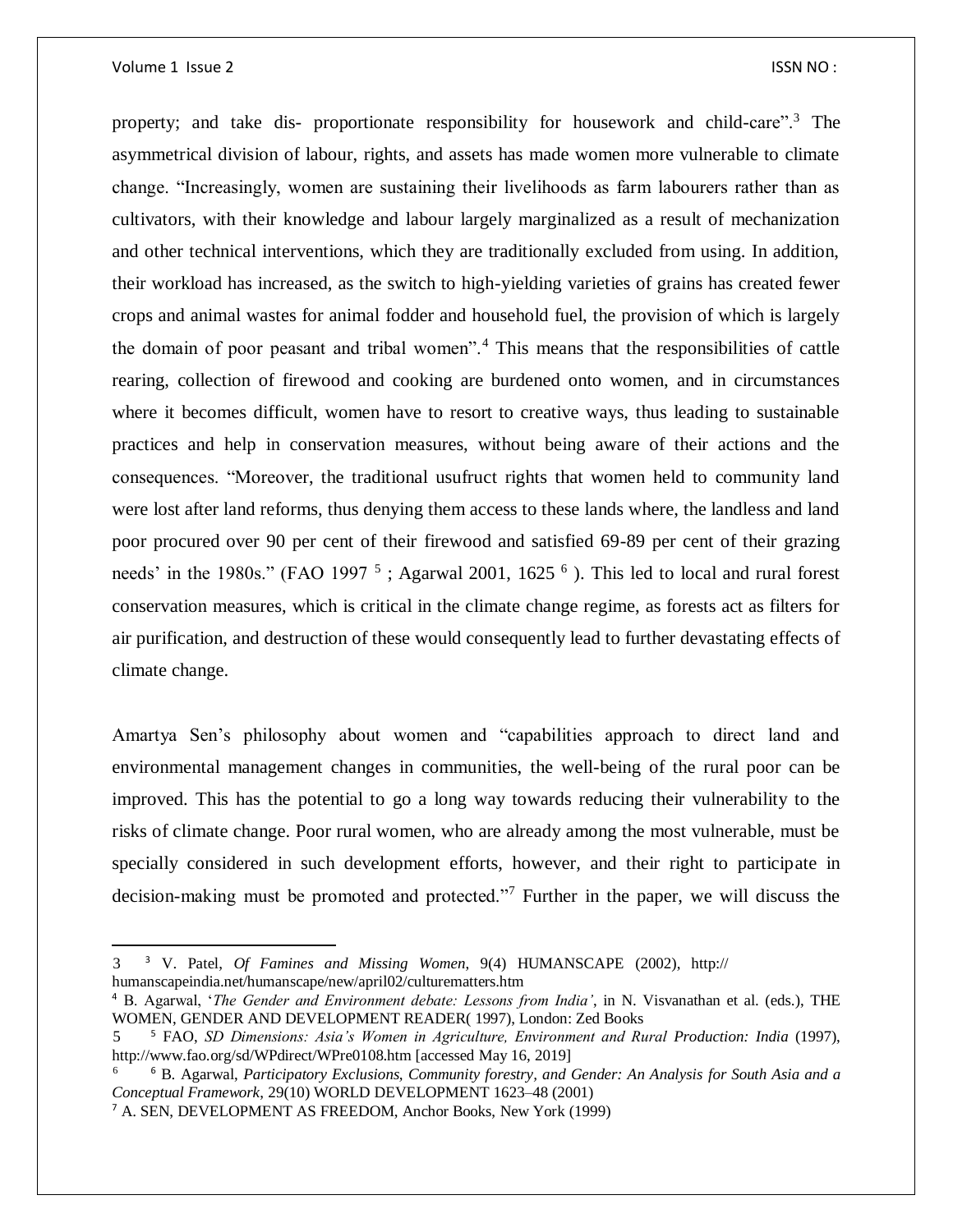property; and take dis- proportionate responsibility for housework and child-care".[3] The asymmetrical division of labour, rights, and assets has made women more vulnerable to climate change. "Increasingly, women are sustaining their livelihoods as farm labourers rather than as cultivators, with their knowledge and labour largely marginalized as a result of mechanization and other technical interventions, which they are traditionally excluded from using. In addition, their workload has increased, as the switch to high-yielding varieties of grains has created fewer crops and animal wastes for animal fodder and household fuel, the provision of which is largely the domain of poor peasant and tribal women".[4] This means that the responsibilities of cattle rearing, collection of firewood and cooking are burdened onto women, and in circumstances where it becomes difficult, women have to resort to creative ways, thus leading to sustainable practices and help in conservation measures, without being aware of their actions and the consequences. "Moreover, the traditional usufruct rights that women held to community land were lost after land reforms, thus denying them access to these lands where, the landless and land poor procured over 90 per cent of their firewood and satisfied 69-89 per cent of their grazing needs' in the 1980s." (FAO 1997 [5] ; Agarwal 2001, 1625 [6] ). This led to local and rural forest conservation measures, which is critical in the climate change regime, as forests act as filters for air purification, and destruction of these would consequently lead to further devastating effects of climate change.

Amartya Sen's philosophy about women and "capabilities approach to direct land and environmental management changes in communities, the well-being of the rural poor can be improved. This has the potential to go a long way towards reducing their vulnerability to the risks of climate change. Poor rural women, who are already among the most vulnerable, must be specially considered in such development efforts, however, and their right to participate in decision-making must be promoted and protected."[7] Further in the paper, we will discuss the

---

3 [3] V. Patel, *Of Famines and Missing Women*, 9(4) HUMANSCAPE (2002), http:// humanscapeindia.net/humanscape/new/april02/culturematters.htm

[4] B. Agarwal, '*The Gender and Environment debate: Lessons from India'*, in N. Visvanathan et al. (eds.), THE WOMEN, GENDER AND DEVELOPMENT READER( 1997), London: Zed Books

5 [5] FAO, *SD Dimensions: Asia's Women in Agriculture, Environment and Rural Production: India* (1997), http://www.fao.org/sd/WPdirect/WPre0108.htm [accessed May 16, 2019]

6 [6] B. Agarwal, *Participatory Exclusions, Community forestry, and Gender: An Analysis for South Asia and a Conceptual Framework*, 29(10) WORLD DEVELOPMENT 1623–48 (2001)

[7] A. SEN, DEVELOPMENT AS FREEDOM, Anchor Books, New York (1999)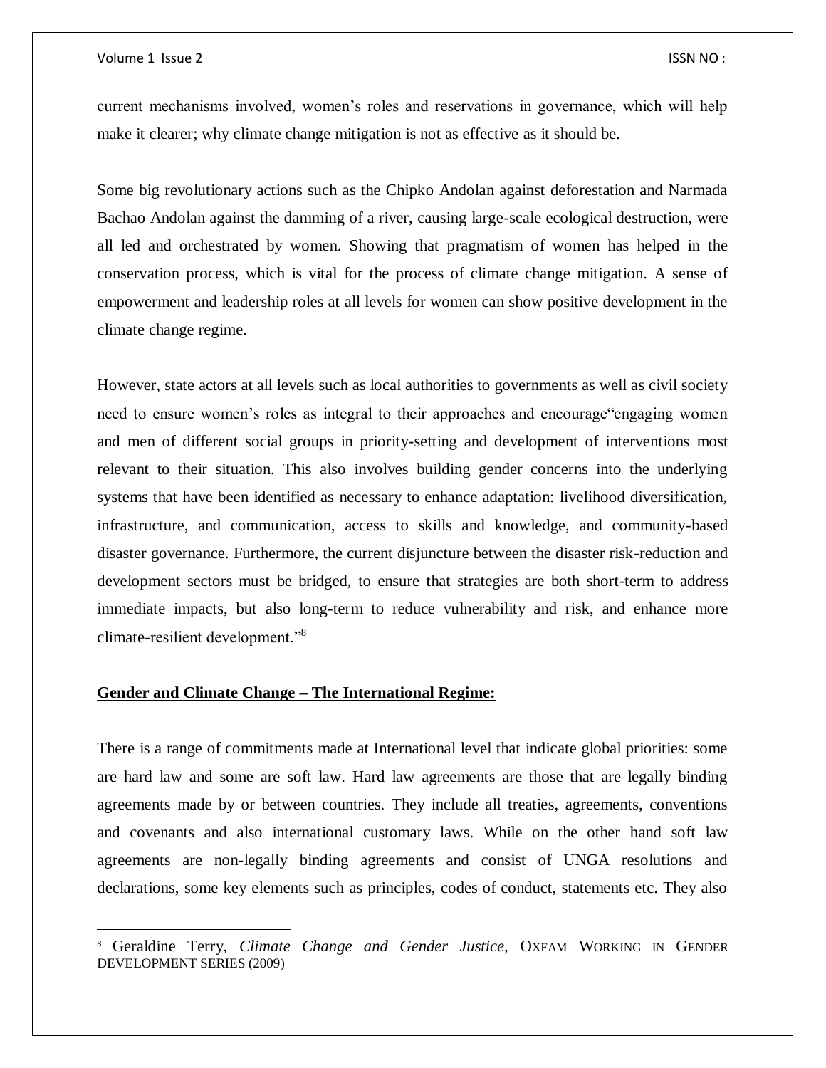current mechanisms involved, women's roles and reservations in governance, which will help make it clearer; why climate change mitigation is not as effective as it should be.

Some big revolutionary actions such as the Chipko Andolan against deforestation and Narmada Bachao Andolan against the damming of a river, causing large-scale ecological destruction, were all led and orchestrated by women. Showing that pragmatism of women has helped in the conservation process, which is vital for the process of climate change mitigation. A sense of empowerment and leadership roles at all levels for women can show positive development in the climate change regime.

However, state actors at all levels such as local authorities to governments as well as civil society need to ensure women's roles as integral to their approaches and encourage"engaging women and men of different social groups in priority-setting and development of interventions most relevant to their situation. This also involves building gender concerns into the underlying systems that have been identified as necessary to enhance adaptation: livelihood diversification, infrastructure, and communication, access to skills and knowledge, and community-based disaster governance. Furthermore, the current disjuncture between the disaster risk-reduction and development sectors must be bridged, to ensure that strategies are both short-term to address immediate impacts, but also long-term to reduce vulnerability and risk, and enhance more climate-resilient development."[8]

**<u>Gender and Climate Change – The International Regime:</u>**

There is a range of commitments made at International level that indicate global priorities: some are hard law and some are soft law. Hard law agreements are those that are legally binding agreements made by or between countries. They include all treaties, agreements, conventions and covenants and also international customary laws. While on the other hand soft law agreements are non-legally binding agreements and consist of UNGA resolutions and declarations, some key elements such as principles, codes of conduct, statements etc. They also

---

[8] Geraldine Terry, *Climate Change and Gender Justice,* OXFAM WORKING IN GENDER DEVELOPMENT SERIES (2009)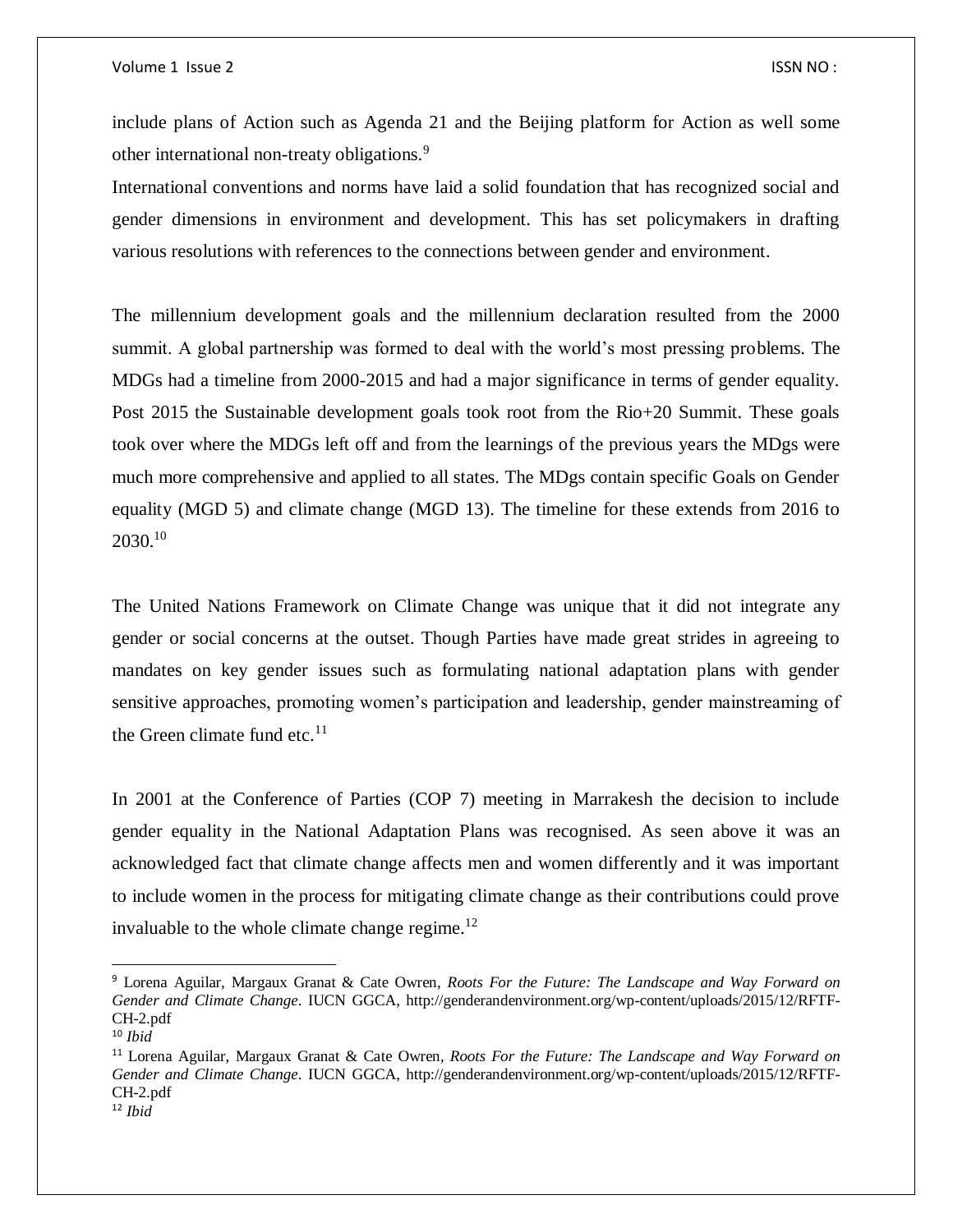include plans of Action such as Agenda 21 and the Beijing platform for Action as well some other international non-treaty obligations.[9]

International conventions and norms have laid a solid foundation that has recognized social and gender dimensions in environment and development. This has set policymakers in drafting various resolutions with references to the connections between gender and environment.

The millennium development goals and the millennium declaration resulted from the 2000 summit. A global partnership was formed to deal with the world's most pressing problems. The MDGs had a timeline from 2000-2015 and had a major significance in terms of gender equality. Post 2015 the Sustainable development goals took root from the Rio+20 Summit. These goals took over where the MDGs left off and from the learnings of the previous years the MDgs were much more comprehensive and applied to all states. The MDgs contain specific Goals on Gender equality (MGD 5) and climate change (MGD 13). The timeline for these extends from 2016 to 2030.[10]

The United Nations Framework on Climate Change was unique that it did not integrate any gender or social concerns at the outset. Though Parties have made great strides in agreeing to mandates on key gender issues such as formulating national adaptation plans with gender sensitive approaches, promoting women's participation and leadership, gender mainstreaming of the Green climate fund etc.[11]

In 2001 at the Conference of Parties (COP 7) meeting in Marrakesh the decision to include gender equality in the National Adaptation Plans was recognised. As seen above it was an acknowledged fact that climate change affects men and women differently and it was important to include women in the process for mitigating climate change as their contributions could prove invaluable to the whole climate change regime.[12]

---

[9] Lorena Aguilar, Margaux Granat & Cate Owren, *Roots For the Future: The Landscape and Way Forward on Gender and Climate Change*. IUCN GGCA, http://genderandenvironment.org/wp-content/uploads/2015/12/RFTF-CH-2.pdf

[10] *Ibid*

[11] Lorena Aguilar, Margaux Granat & Cate Owren, *Roots For the Future: The Landscape and Way Forward on Gender and Climate Change*. IUCN GGCA, http://genderandenvironment.org/wp-content/uploads/2015/12/RFTF-CH-2.pdf

[12] *Ibid*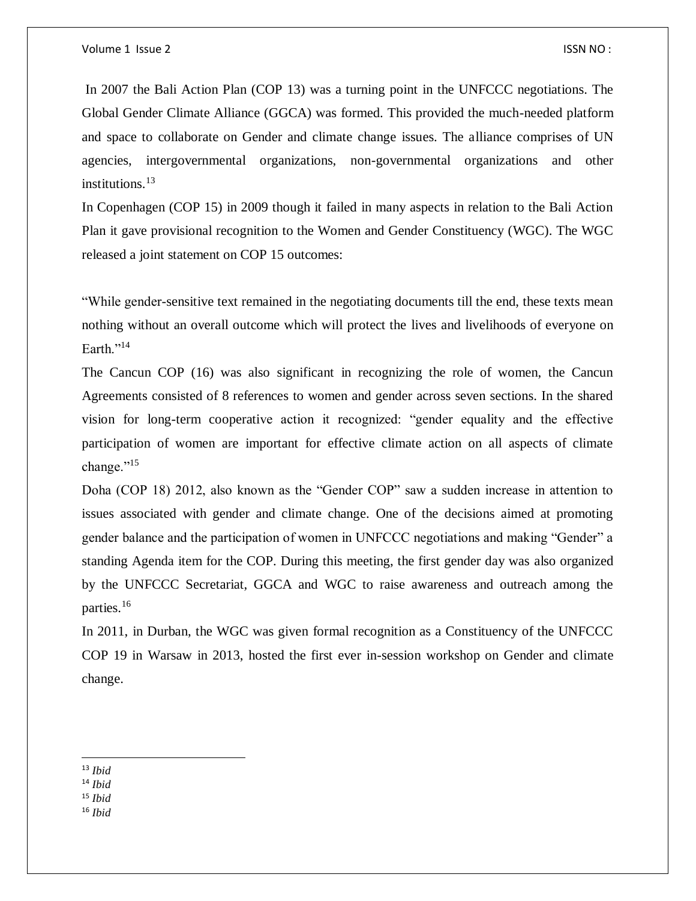In 2007 the Bali Action Plan (COP 13) was a turning point in the UNFCCC negotiations. The Global Gender Climate Alliance (GGCA) was formed. This provided the much-needed platform and space to collaborate on Gender and climate change issues. The alliance comprises of UN agencies, intergovernmental organizations, non-governmental organizations and other institutions.[13]

In Copenhagen (COP 15) in 2009 though it failed in many aspects in relation to the Bali Action Plan it gave provisional recognition to the Women and Gender Constituency (WGC). The WGC released a joint statement on COP 15 outcomes:

"While gender-sensitive text remained in the negotiating documents till the end, these texts mean nothing without an overall outcome which will protect the lives and livelihoods of everyone on Earth."[14]

The Cancun COP (16) was also significant in recognizing the role of women, the Cancun Agreements consisted of 8 references to women and gender across seven sections. In the shared vision for long-term cooperative action it recognized: "gender equality and the effective participation of women are important for effective climate action on all aspects of climate change."[15]

Doha (COP 18) 2012, also known as the "Gender COP" saw a sudden increase in attention to issues associated with gender and climate change. One of the decisions aimed at promoting gender balance and the participation of women in UNFCCC negotiations and making "Gender" a standing Agenda item for the COP. During this meeting, the first gender day was also organized by the UNFCCC Secretariat, GGCA and WGC to raise awareness and outreach among the parties.[16]

In 2011, in Durban, the WGC was given formal recognition as a Constituency of the UNFCCC COP 19 in Warsaw in 2013, hosted the first ever in-session workshop on Gender and climate change.

---

[13] *Ibid*

[14] *Ibid*

[15] *Ibid*

[16] *Ibid*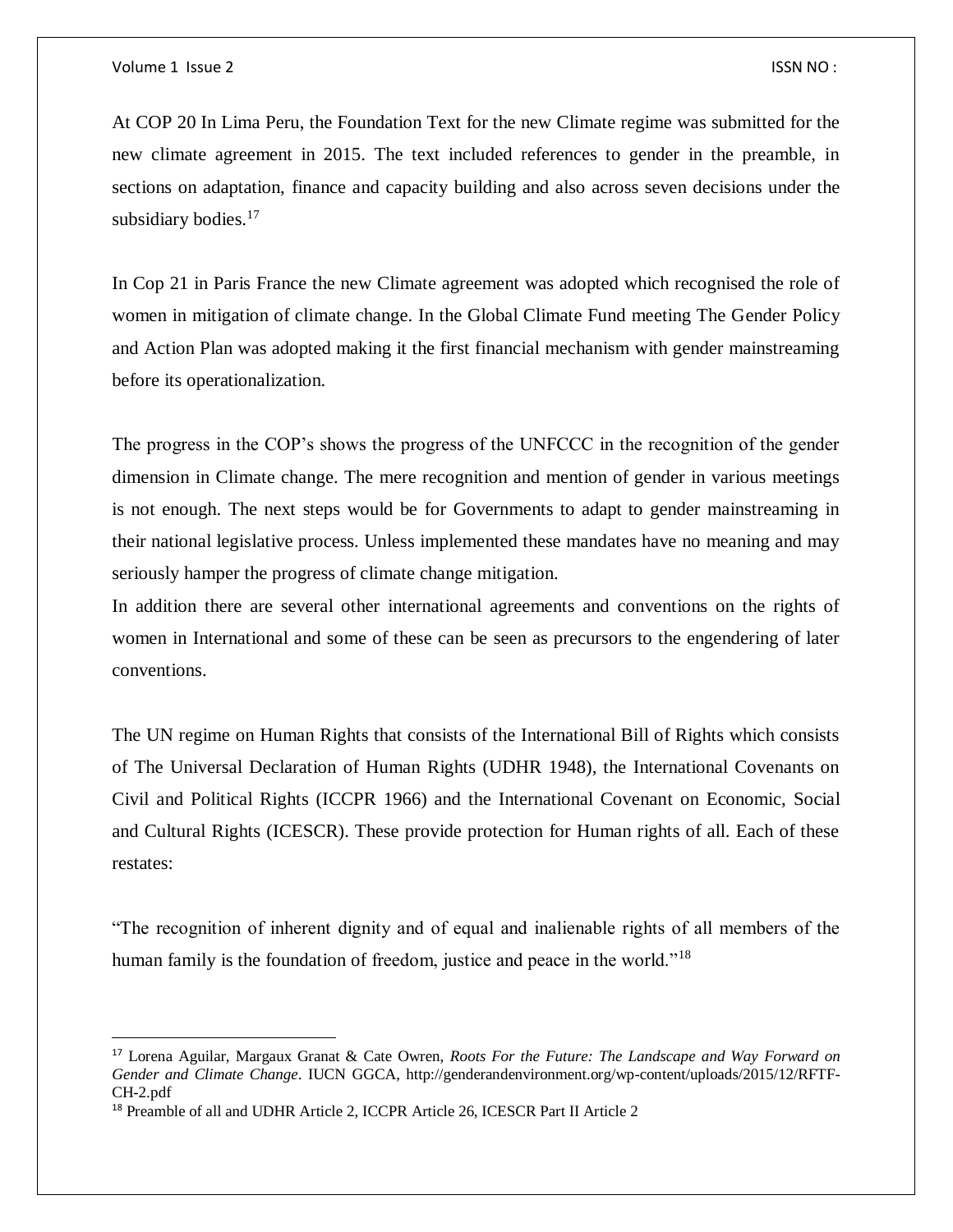At COP 20 In Lima Peru, the Foundation Text for the new Climate regime was submitted for the new climate agreement in 2015. The text included references to gender in the preamble, in sections on adaptation, finance and capacity building and also across seven decisions under the subsidiary bodies.[17]

In Cop 21 in Paris France the new Climate agreement was adopted which recognised the role of women in mitigation of climate change. In the Global Climate Fund meeting The Gender Policy and Action Plan was adopted making it the first financial mechanism with gender mainstreaming before its operationalization.

The progress in the COP's shows the progress of the UNFCCC in the recognition of the gender dimension in Climate change. The mere recognition and mention of gender in various meetings is not enough. The next steps would be for Governments to adapt to gender mainstreaming in their national legislative process. Unless implemented these mandates have no meaning and may seriously hamper the progress of climate change mitigation.

In addition there are several other international agreements and conventions on the rights of women in International and some of these can be seen as precursors to the engendering of later conventions.

The UN regime on Human Rights that consists of the International Bill of Rights which consists of The Universal Declaration of Human Rights (UDHR 1948), the International Covenants on Civil and Political Rights (ICCPR 1966) and the International Covenant on Economic, Social and Cultural Rights (ICESCR). These provide protection for Human rights of all. Each of these restates:

"The recognition of inherent dignity and of equal and inalienable rights of all members of the human family is the foundation of freedom, justice and peace in the world."[18]

---

[17] Lorena Aguilar, Margaux Granat & Cate Owren, *Roots For the Future: The Landscape and Way Forward on Gender and Climate Change*. IUCN GGCA, http://genderandenvironment.org/wp-content/uploads/2015/12/RFTF-CH-2.pdf

[18] Preamble of all and UDHR Article 2, ICCPR Article 26, ICESCR Part II Article 2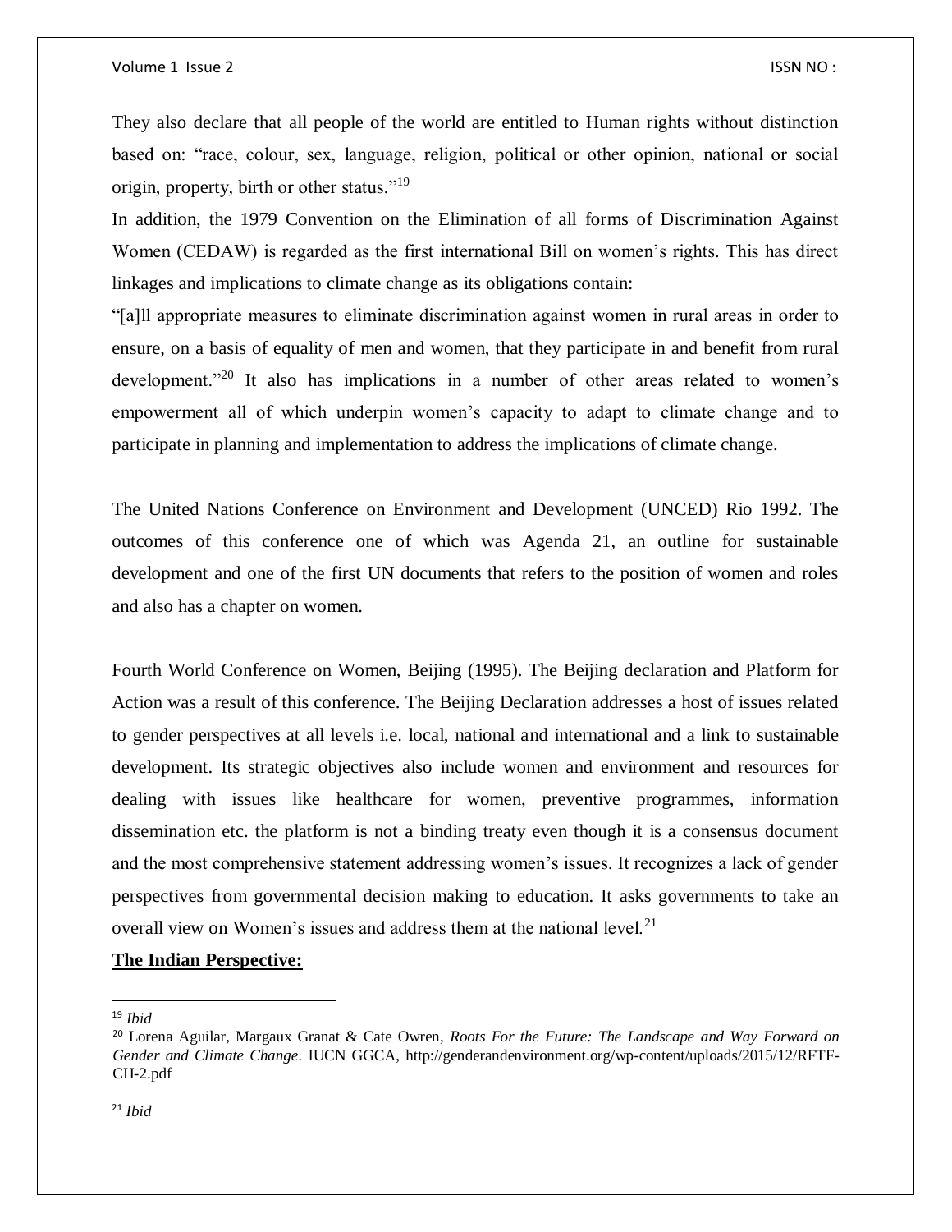They also declare that all people of the world are entitled to Human rights without distinction based on: "race, colour, sex, language, religion, political or other opinion, national or social origin, property, birth or other status."[19]

In addition, the 1979 Convention on the Elimination of all forms of Discrimination Against Women (CEDAW) is regarded as the first international Bill on women's rights. This has direct linkages and implications to climate change as its obligations contain:

"[a]ll appropriate measures to eliminate discrimination against women in rural areas in order to ensure, on a basis of equality of men and women, that they participate in and benefit from rural development."[20] It also has implications in a number of other areas related to women's empowerment all of which underpin women's capacity to adapt to climate change and to participate in planning and implementation to address the implications of climate change.

The United Nations Conference on Environment and Development (UNCED) Rio 1992. The outcomes of this conference one of which was Agenda 21, an outline for sustainable development and one of the first UN documents that refers to the position of women and roles and also has a chapter on women.

Fourth World Conference on Women, Beijing (1995). The Beijing declaration and Platform for Action was a result of this conference. The Beijing Declaration addresses a host of issues related to gender perspectives at all levels i.e. local, national and international and a link to sustainable development. Its strategic objectives also include women and environment and resources for dealing with issues like healthcare for women, preventive programmes, information dissemination etc. the platform is not a binding treaty even though it is a consensus document and the most comprehensive statement addressing women's issues. It recognizes a lack of gender perspectives from governmental decision making to education. It asks governments to take an overall view on Women's issues and address them at the national level.[21]

**The Indian Perspective:**

---

[19] *Ibid*

[20] Lorena Aguilar, Margaux Granat & Cate Owren, *Roots For the Future: The Landscape and Way Forward on Gender and Climate Change*. IUCN GGCA, http://genderandenvironment.org/wp-content/uploads/2015/12/RFTF-CH-2.pdf

[21] *Ibid*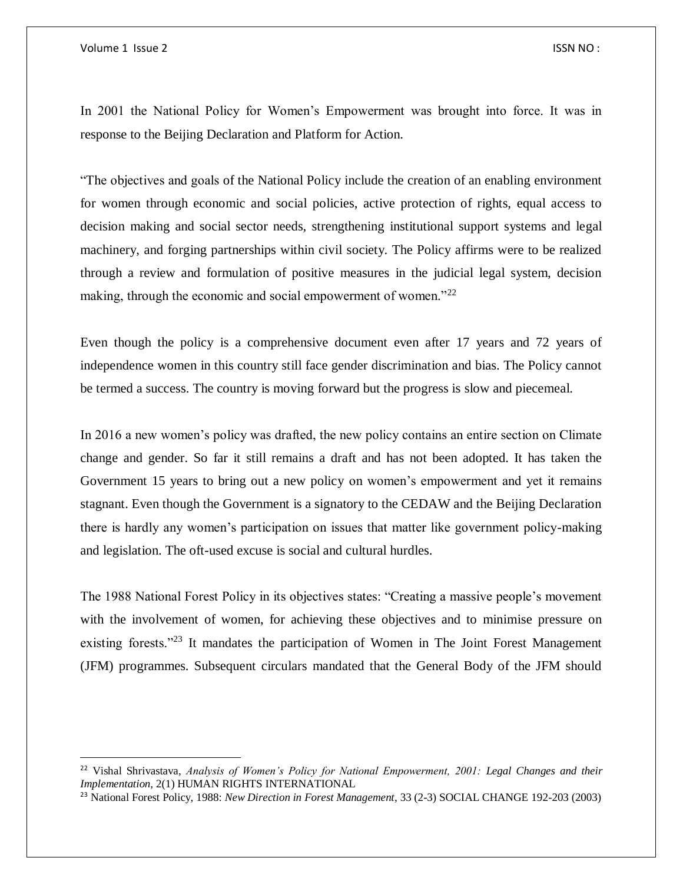In 2001 the National Policy for Women's Empowerment was brought into force. It was in response to the Beijing Declaration and Platform for Action.

"The objectives and goals of the National Policy include the creation of an enabling environment for women through economic and social policies, active protection of rights, equal access to decision making and social sector needs, strengthening institutional support systems and legal machinery, and forging partnerships within civil society. The Policy affirms were to be realized through a review and formulation of positive measures in the judicial legal system, decision making, through the economic and social empowerment of women."[22]

Even though the policy is a comprehensive document even after 17 years and 72 years of independence women in this country still face gender discrimination and bias. The Policy cannot be termed a success. The country is moving forward but the progress is slow and piecemeal.

In 2016 a new women's policy was drafted, the new policy contains an entire section on Climate change and gender. So far it still remains a draft and has not been adopted. It has taken the Government 15 years to bring out a new policy on women's empowerment and yet it remains stagnant. Even though the Government is a signatory to the CEDAW and the Beijing Declaration there is hardly any women's participation on issues that matter like government policy-making and legislation. The oft-used excuse is social and cultural hurdles.

The 1988 National Forest Policy in its objectives states: "Creating a massive people's movement with the involvement of women, for achieving these objectives and to minimise pressure on existing forests."[23] It mandates the participation of Women in The Joint Forest Management (JFM) programmes. Subsequent circulars mandated that the General Body of the JFM should

---

[22] Vishal Shrivastava, *Analysis of Women's Policy for National Empowerment, 2001: Legal Changes and their Implementation,* 2(1) HUMAN RIGHTS INTERNATIONAL

[23] National Forest Policy, 1988: *New Direction in Forest Management*, 33 (2-3) SOCIAL CHANGE 192-203 (2003)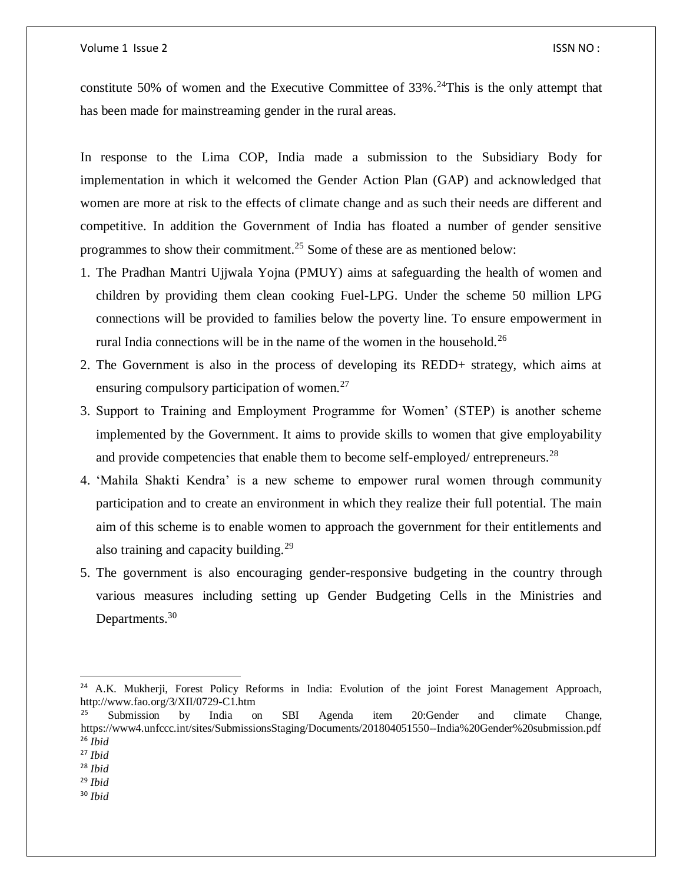constitute 50% of women and the Executive Committee of 33%.[24]This is the only attempt that has been made for mainstreaming gender in the rural areas.

In response to the Lima COP, India made a submission to the Subsidiary Body for implementation in which it welcomed the Gender Action Plan (GAP) and acknowledged that women are more at risk to the effects of climate change and as such their needs are different and competitive. In addition the Government of India has floated a number of gender sensitive programmes to show their commitment.[25] Some of these are as mentioned below:

1. The Pradhan Mantri Ujjwala Yojna (PMUY) aims at safeguarding the health of women and children by providing them clean cooking Fuel-LPG. Under the scheme 50 million LPG connections will be provided to families below the poverty line. To ensure empowerment in rural India connections will be in the name of the women in the household.[26]
2. The Government is also in the process of developing its REDD+ strategy, which aims at ensuring compulsory participation of women.[27]
3. Support to Training and Employment Programme for Women' (STEP) is another scheme implemented by the Government. It aims to provide skills to women that give employability and provide competencies that enable them to become self-employed/ entrepreneurs.[28]
4. 'Mahila Shakti Kendra' is a new scheme to empower rural women through community participation and to create an environment in which they realize their full potential. The main aim of this scheme is to enable women to approach the government for their entitlements and also training and capacity building.[29]
5. The government is also encouraging gender-responsive budgeting in the country through various measures including setting up Gender Budgeting Cells in the Ministries and Departments.[30]

---

[24] A.K. Mukherji, Forest Policy Reforms in India: Evolution of the joint Forest Management Approach, http://www.fao.org/3/XII/0729-C1.htm

[25] Submission by India on SBI Agenda item 20:Gender and climate Change, https://www4.unfccc.int/sites/SubmissionsStaging/Documents/201804051550--India%20Gender%20submission.pdf

[26] *Ibid*

[27] *Ibid*

[28] *Ibid*

[29] *Ibid*

[30] *Ibid*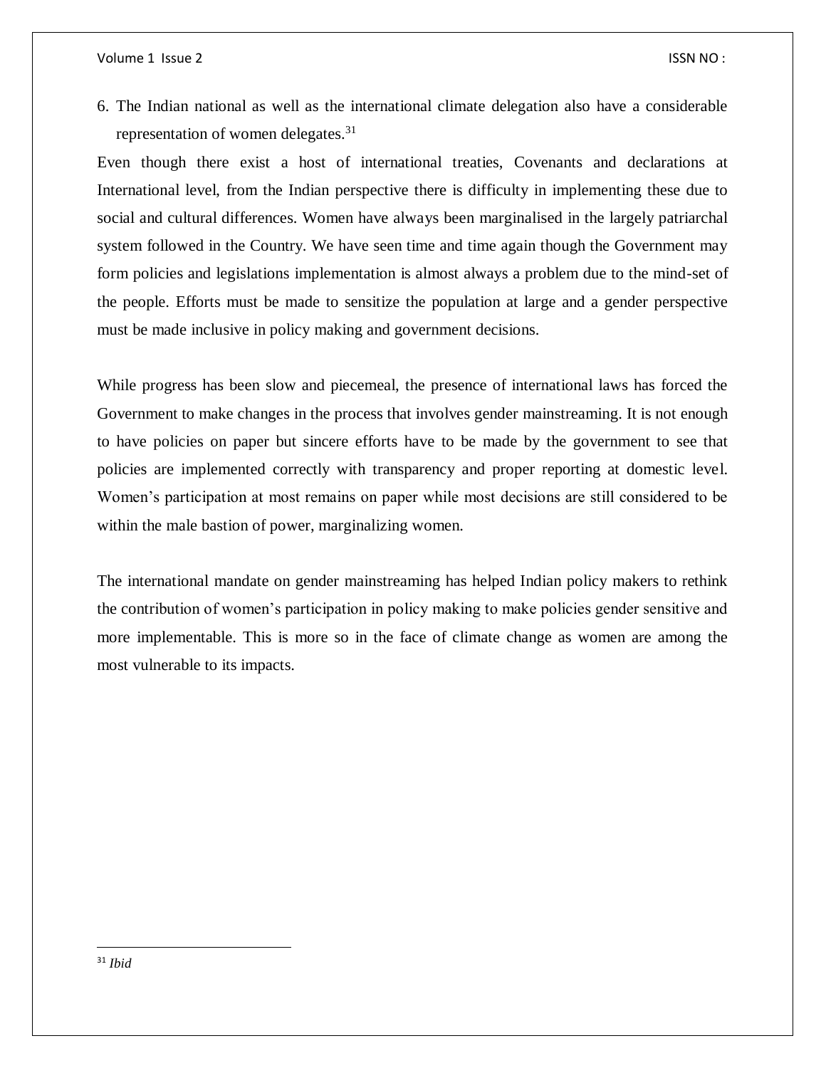6. The Indian national as well as the international climate delegation also have a considerable representation of women delegates.[31]

Even though there exist a host of international treaties, Covenants and declarations at International level, from the Indian perspective there is difficulty in implementing these due to social and cultural differences. Women have always been marginalised in the largely patriarchal system followed in the Country. We have seen time and time again though the Government may form policies and legislations implementation is almost always a problem due to the mind-set of the people. Efforts must be made to sensitize the population at large and a gender perspective must be made inclusive in policy making and government decisions.

While progress has been slow and piecemeal, the presence of international laws has forced the Government to make changes in the process that involves gender mainstreaming. It is not enough to have policies on paper but sincere efforts have to be made by the government to see that policies are implemented correctly with transparency and proper reporting at domestic level. Women's participation at most remains on paper while most decisions are still considered to be within the male bastion of power, marginalizing women.

The international mandate on gender mainstreaming has helped Indian policy makers to rethink the contribution of women's participation in policy making to make policies gender sensitive and more implementable. This is more so in the face of climate change as women are among the most vulnerable to its impacts.

---

[31] *Ibid*